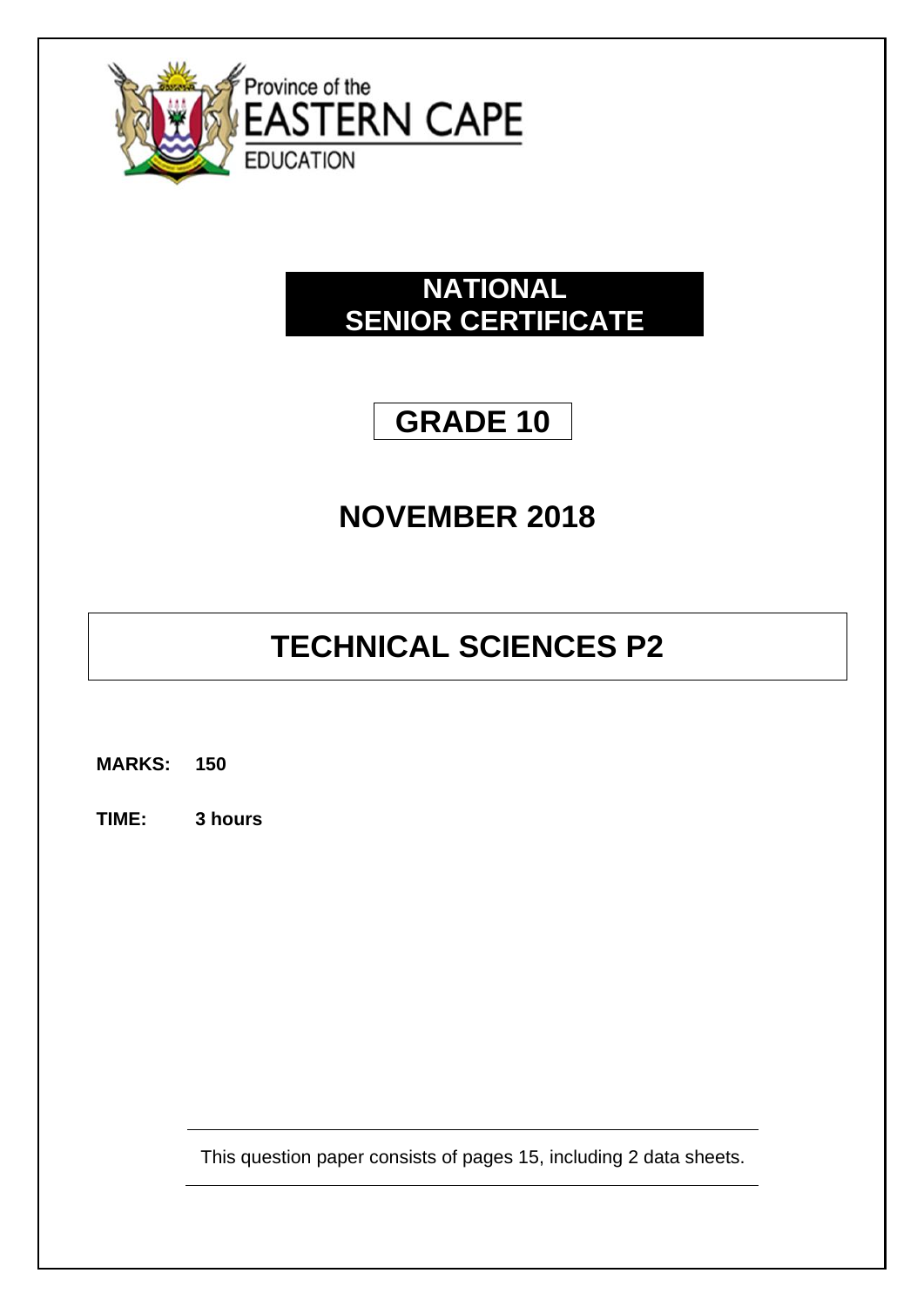Province of the
EASTERN CAPE
EDUCATION

# NATIONAL SENIOR CERTIFICATE

## GRADE 10

## NOVEMBER 2018

# TECHNICAL SCIENCES P2

**MARKS: 150**

**TIME: 3 hours**

This question paper consists of pages 15, including 2 data sheets.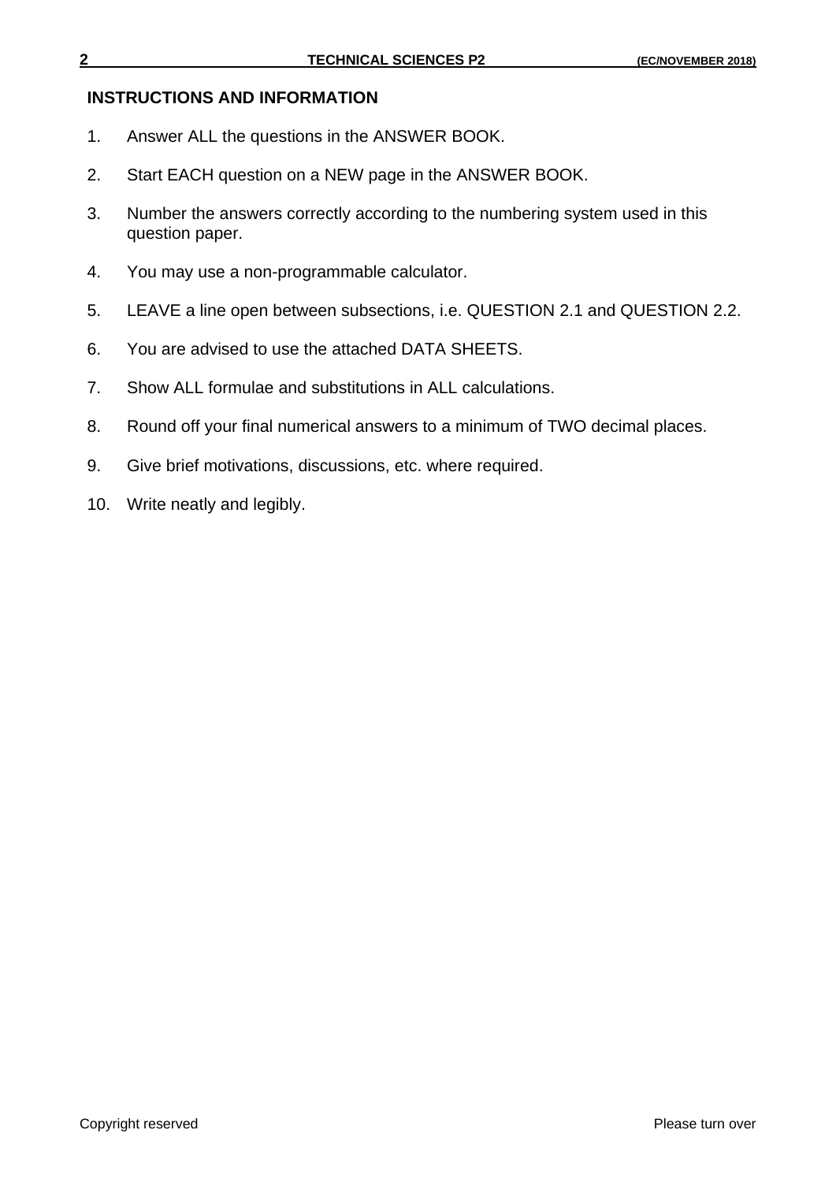**INSTRUCTIONS AND INFORMATION**

1. Answer ALL the questions in the ANSWER BOOK.
2. Start EACH question on a NEW page in the ANSWER BOOK.
3. Number the answers correctly according to the numbering system used in this question paper.
4. You may use a non-programmable calculator.
5. LEAVE a line open between subsections, i.e. QUESTION 2.1 and QUESTION 2.2.
6. You are advised to use the attached DATA SHEETS.
7. Show ALL formulae and substitutions in ALL calculations.
8. Round off your final numerical answers to a minimum of TWO decimal places.
9. Give brief motivations, discussions, etc. where required.
10. Write neatly and legibly.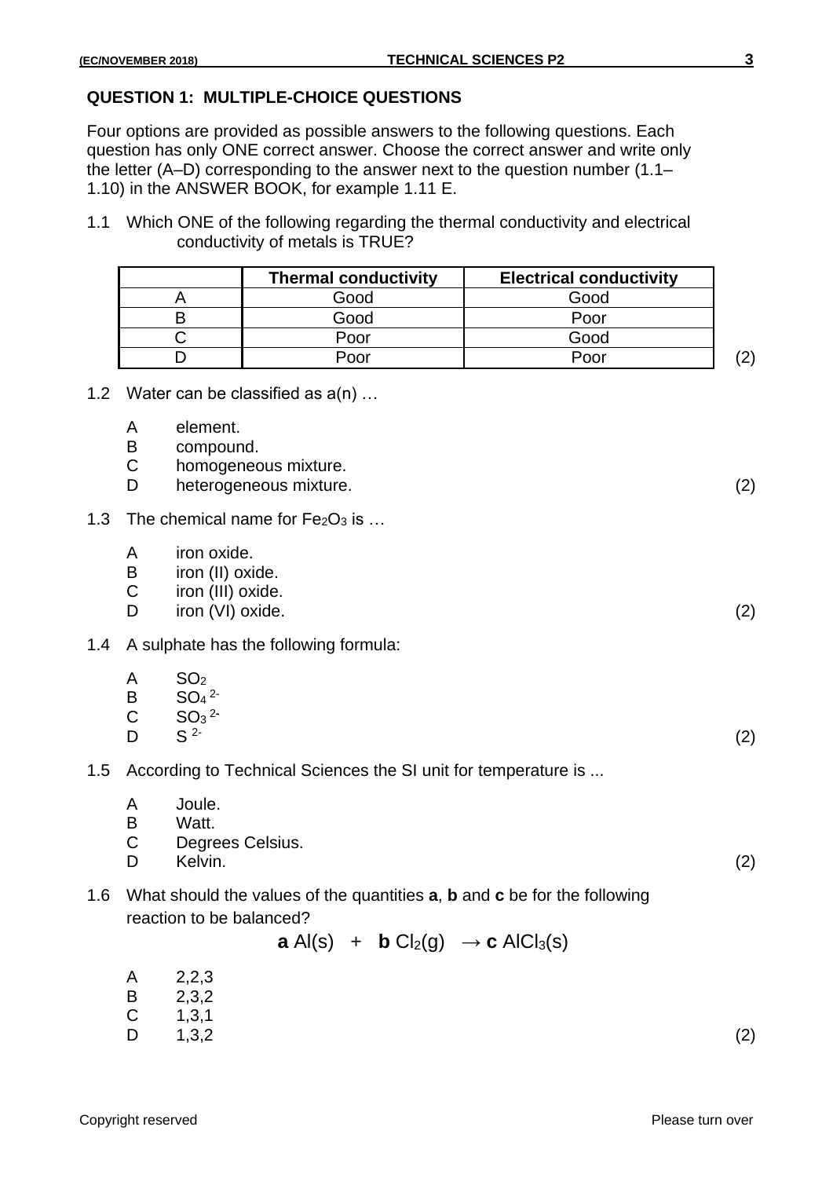## QUESTION 1: MULTIPLE-CHOICE QUESTIONS

Four options are provided as possible answers to the following questions. Each question has only ONE correct answer. Choose the correct answer and write only the letter (A–D) corresponding to the answer next to the question number (1.1–1.10) in the ANSWER BOOK, for example 1.11 E.

1.1 Which ONE of the following regarding the thermal conductivity and electrical conductivity of metals is TRUE?

| | **Thermal conductivity** | **Electrical conductivity** |
|---|---|---|
| A | Good | Good |
| B | Good | Poor |
| C | Poor | Good |
| D | Poor | Poor |

(2)

1.2 Water can be classified as a(n) …

- A element.
- B compound.
- C homogeneous mixture.
- D heterogeneous mixture.

(2)

1.3 The chemical name for $Fe_2O_3$ is …

- A iron oxide.
- B iron (II) oxide.
- C iron (III) oxide.
- D iron (VI) oxide.

(2)

1.4 A sulphate has the following formula:

- A $SO_2$
- B $SO_4^{2-}$
- C $SO_3^{2-}$
- D $S^{2-}$

(2)

1.5 According to Technical Sciences the SI unit for temperature is ...

- A Joule.
- B Watt.
- C Degrees Celsius.
- D Kelvin.

(2)

1.6 What should the values of the quantities **a**, **b** and **c** be for the following reaction to be balanced?

$$\mathbf{a}\ Al(s) \ + \ \mathbf{b}\ Cl_2(g) \ \rightarrow \mathbf{c}\ AlCl_3(s)$$

- A 2,2,3
- B 2,3,2
- C 1,3,1
- D 1,3,2

(2)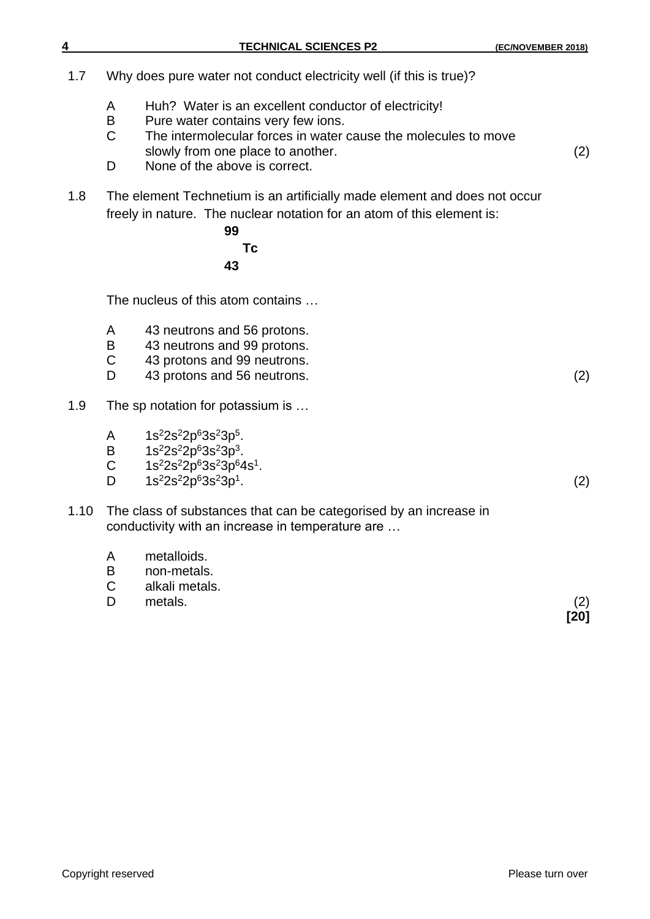1.7 Why does pure water not conduct electricity well (if this is true)?

A Huh? Water is an excellent conductor of electricity!
B Pure water contains very few ions.
C The intermolecular forces in water cause the molecules to move slowly from one place to another.
D None of the above is correct. (2)

1.8 The element Technetium is an artificially made element and does not occur freely in nature. The nuclear notation for an atom of this element is:

$$^{99}_{43}Tc$$

The nucleus of this atom contains …

A 43 neutrons and 56 protons.
B 43 neutrons and 99 protons.
C 43 protons and 99 neutrons.
D 43 protons and 56 neutrons. (2)

1.9 The sp notation for potassium is …

A $1s^22s^22p^63s^23p^5$.
B $1s^22s^22p^63s^23p^3$.
C $1s^22s^22p^63s^23p^64s^1$.
D $1s^22s^22p^63s^23p^1$. (2)

1.10 The class of substances that can be categorised by an increase in conductivity with an increase in temperature are …

A metalloids.
B non-metals.
C alkali metals.
D metals. (2)

**[20]**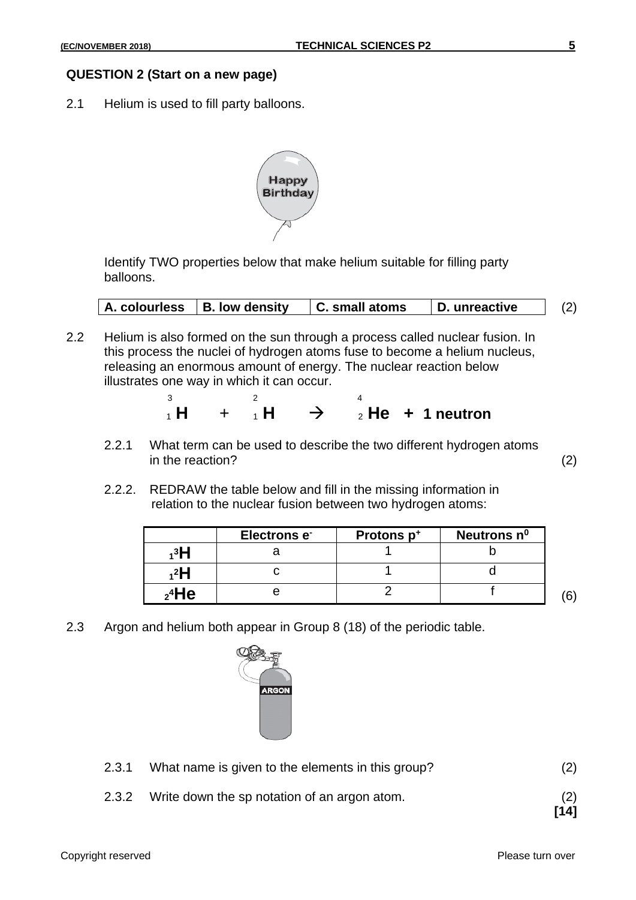## QUESTION 2 (Start on a new page)

2.1 Helium is used to fill party balloons.

Identify TWO properties below that make helium suitable for filling party balloons.

| A. colourless | B. low density | C. small atoms | D. unreactive |
|---|---|---|---|

(2)

2.2 Helium is also formed on the sun through a process called nuclear fusion. In this process the nuclei of hydrogen atoms fuse to become a helium nucleus, releasing an enormous amount of energy. The nuclear reaction below illustrates one way in which it can occur.

$$ {}^{3}_{1}\mathbf{H} + {}^{2}_{1}\mathbf{H} \rightarrow {}^{4}_{2}\mathbf{He} + \mathbf{1\ neutron} $$

2.2.1 What term can be used to describe the two different hydrogen atoms in the reaction? (2)

2.2.2. REDRAW the table below and fill in the missing information in relation to the nuclear fusion between two hydrogen atoms:

| | Electrons $e^-$ | Protons $p^+$ | Neutrons $n^0$ |
|---|---|---|---|
| ${}_{1}^{3}\mathrm{H}$ | a | 1 | b |
| ${}_{1}^{2}\mathrm{H}$ | c | 1 | d |
| ${}_{2}^{4}\mathrm{He}$ | e | 2 | f |

(6)

2.3 Argon and helium both appear in Group 8 (18) of the periodic table.

2.3.1 What name is given to the elements in this group? (2)

2.3.2 Write down the sp notation of an argon atom. (2)

**[14]**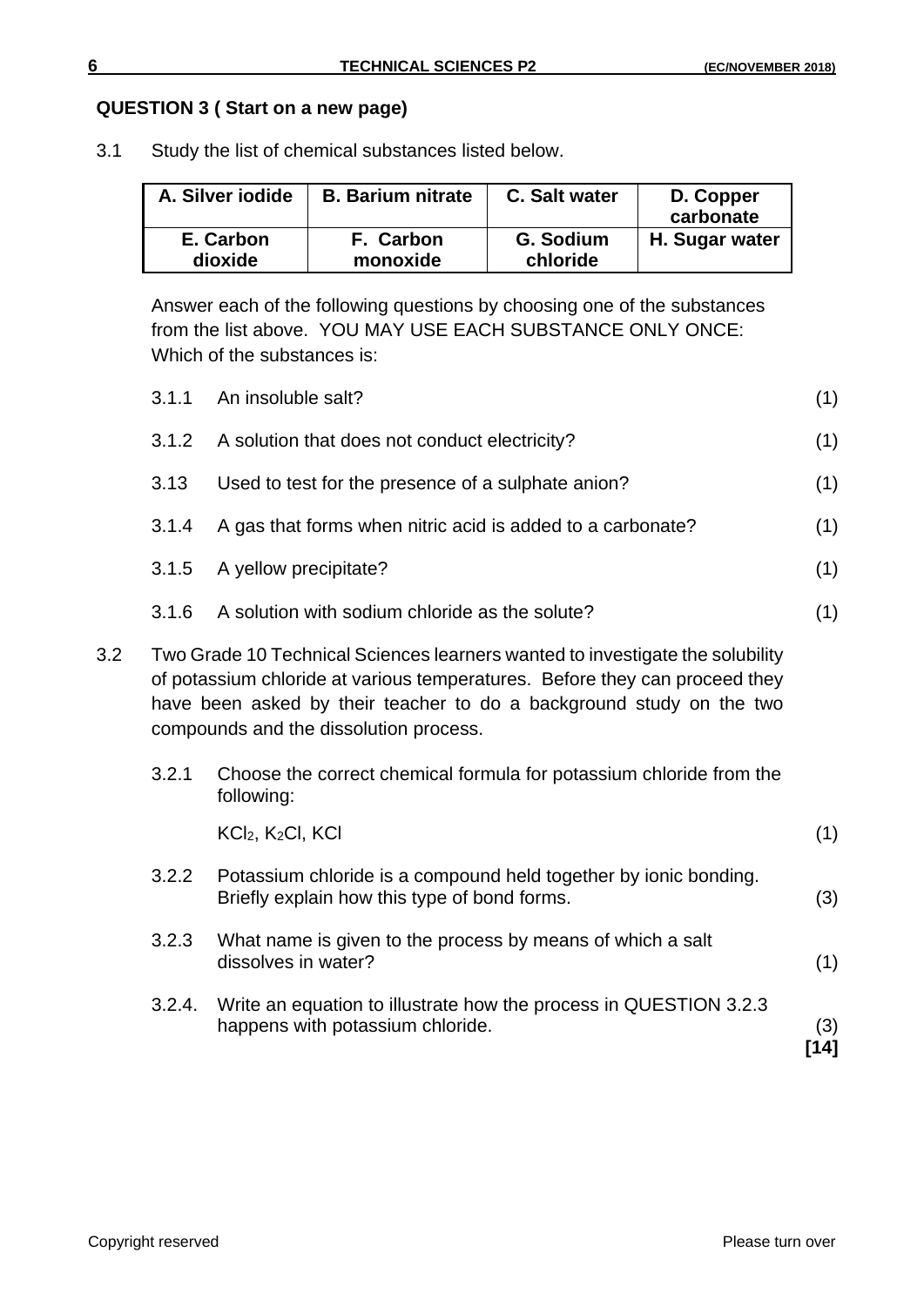## QUESTION 3 ( Start on a new page)

3.1 Study the list of chemical substances listed below.

| **A. Silver iodide** | **B. Barium nitrate** | **C. Salt water** | **D. Copper carbonate** |
|---|---|---|---|
| **E. Carbon dioxide** | **F. Carbon monoxide** | **G. Sodium chloride** | **H. Sugar water** |

Answer each of the following questions by choosing one of the substances from the list above. YOU MAY USE EACH SUBSTANCE ONLY ONCE: Which of the substances is:

3.1.1 An insoluble salt? (1)

3.1.2 A solution that does not conduct electricity? (1)

3.13 Used to test for the presence of a sulphate anion? (1)

3.1.4 A gas that forms when nitric acid is added to a carbonate? (1)

3.1.5 A yellow precipitate? (1)

3.1.6 A solution with sodium chloride as the solute? (1)

3.2 Two Grade 10 Technical Sciences learners wanted to investigate the solubility of potassium chloride at various temperatures. Before they can proceed they have been asked by their teacher to do a background study on the two compounds and the dissolution process.

3.2.1 Choose the correct chemical formula for potassium chloride from the following:

$KCl_2$, $K_2Cl$, $KCl$ (1)

3.2.2 Potassium chloride is a compound held together by ionic bonding. Briefly explain how this type of bond forms. (3)

3.2.3 What name is given to the process by means of which a salt dissolves in water? (1)

3.2.4. Write an equation to illustrate how the process in QUESTION 3.2.3 happens with potassium chloride. (3)

**[14]**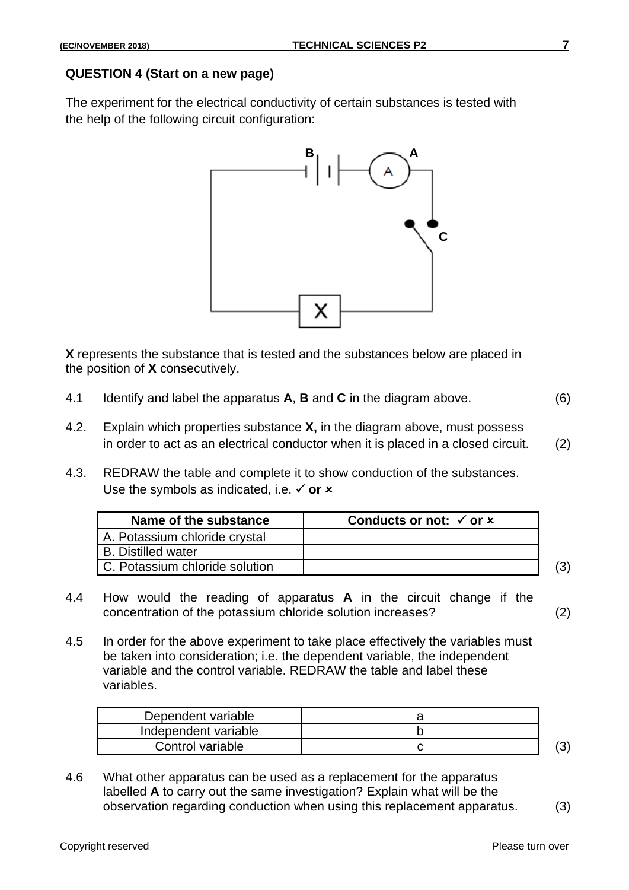**QUESTION 4 (Start on a new page)**

The experiment for the electrical conductivity of certain substances is tested with the help of the following circuit configuration:

**X** represents the substance that is tested and the substances below are placed in the position of **X** consecutively.

4.1 Identify and label the apparatus **A**, **B** and **C** in the diagram above. (6)

4.2. Explain which properties substance **X,** in the diagram above, must possess in order to act as an electrical conductor when it is placed in a closed circuit. (2)

4.3. REDRAW the table and complete it to show conduction of the substances. Use the symbols as indicated, i.e. ✓ **or** ✗

| Name of the substance | Conducts or not: ✓ or ✗ |
|---|---|
| A. Potassium chloride crystal | |
| B. Distilled water | |
| C. Potassium chloride solution | |

(3)

4.4 How would the reading of apparatus **A** in the circuit change if the concentration of the potassium chloride solution increases? (2)

4.5 In order for the above experiment to take place effectively the variables must be taken into consideration; i.e. the dependent variable, the independent variable and the control variable. REDRAW the table and label these variables.

| Dependent variable | a |
|---|---|
| Independent variable | b |
| Control variable | c |

(3)

4.6 What other apparatus can be used as a replacement for the apparatus labelled **A** to carry out the same investigation? Explain what will be the observation regarding conduction when using this replacement apparatus. (3)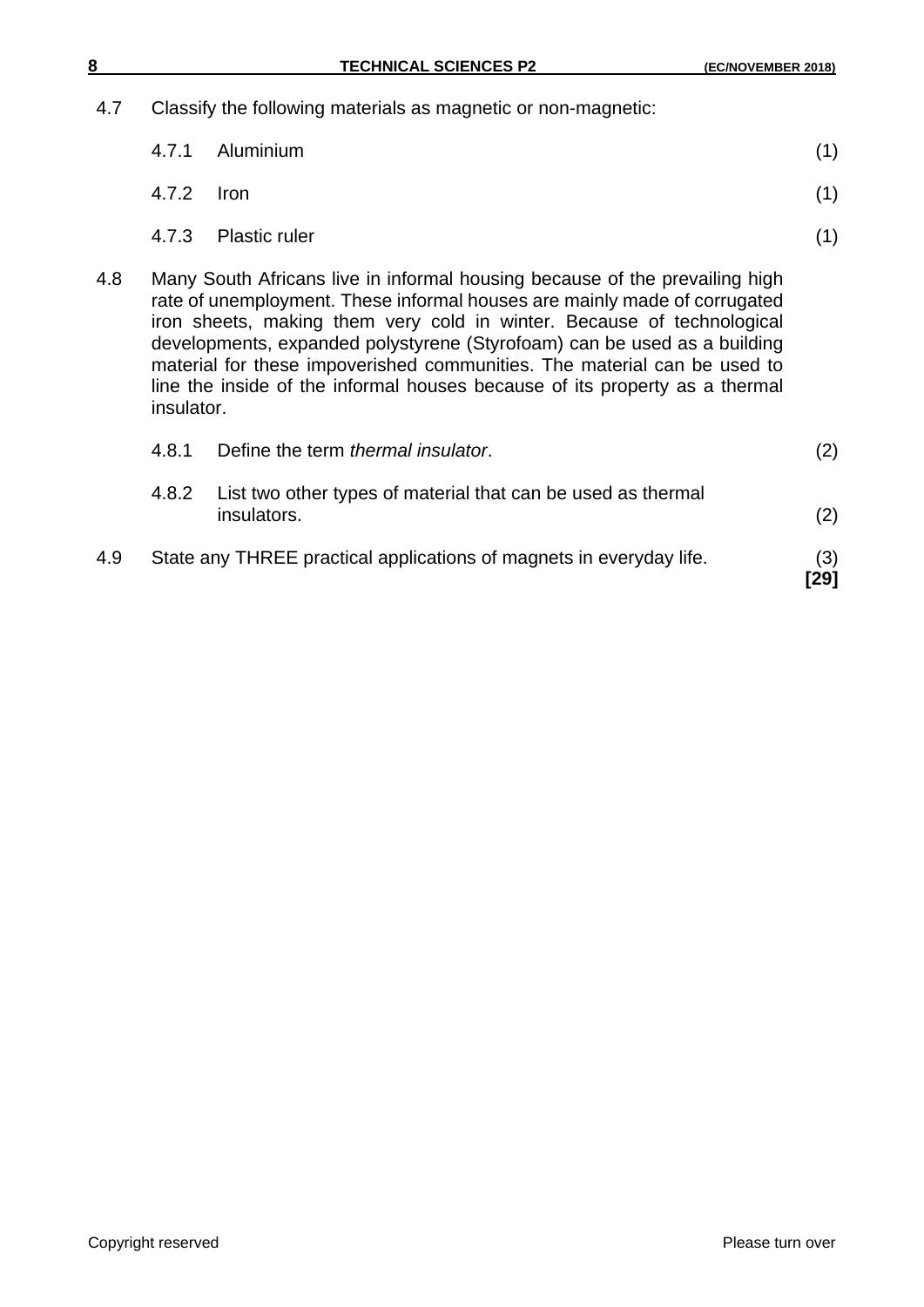4.7 Classify the following materials as magnetic or non-magnetic:

4.7.1 Aluminium (1)

4.7.2 Iron (1)

4.7.3 Plastic ruler (1)

4.8 Many South Africans live in informal housing because of the prevailing high rate of unemployment. These informal houses are mainly made of corrugated iron sheets, making them very cold in winter. Because of technological developments, expanded polystyrene (Styrofoam) can be used as a building material for these impoverished communities. The material can be used to line the inside of the informal houses because of its property as a thermal insulator.

4.8.1 Define the term *thermal insulator*. (2)

4.8.2 List two other types of material that can be used as thermal insulators. (2)

4.9 State any THREE practical applications of magnets in everyday life. (3)

**[29]**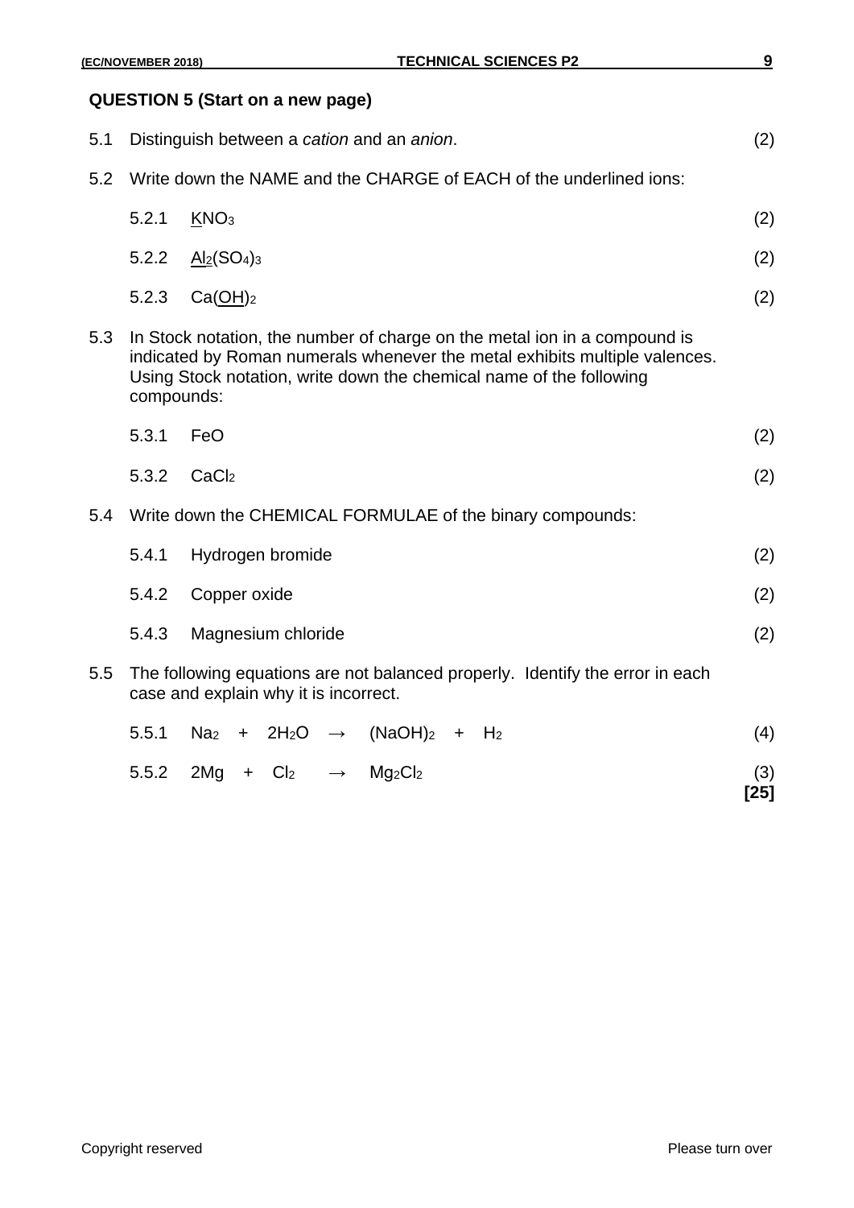## QUESTION 5 (Start on a new page)

5.1 Distinguish between a *cation* and an *anion*. (2)

5.2 Write down the NAME and the CHARGE of EACH of the underlined ions:

5.2.1 $\underline{K}NO_3$ (2)

5.2.2 $\underline{Al_2}(SO_4)_3$ (2)

5.2.3 $Ca(\underline{OH})_2$ (2)

5.3 In Stock notation, the number of charge on the metal ion in a compound is indicated by Roman numerals whenever the metal exhibits multiple valences. Using Stock notation, write down the chemical name of the following compounds:

5.3.1 $FeO$ (2)

5.3.2 $CaCl_2$ (2)

5.4 Write down the CHEMICAL FORMULAE of the binary compounds:

5.4.1 Hydrogen bromide (2)

5.4.2 Copper oxide (2)

5.4.3 Magnesium chloride (2)

5.5 The following equations are not balanced properly. Identify the error in each case and explain why it is incorrect.

5.5.1 $Na_2 + 2H_2O \rightarrow (NaOH)_2 + H_2$ (4)

5.5.2 $2Mg + Cl_2 \rightarrow Mg_2Cl_2$ (3)

**[25]**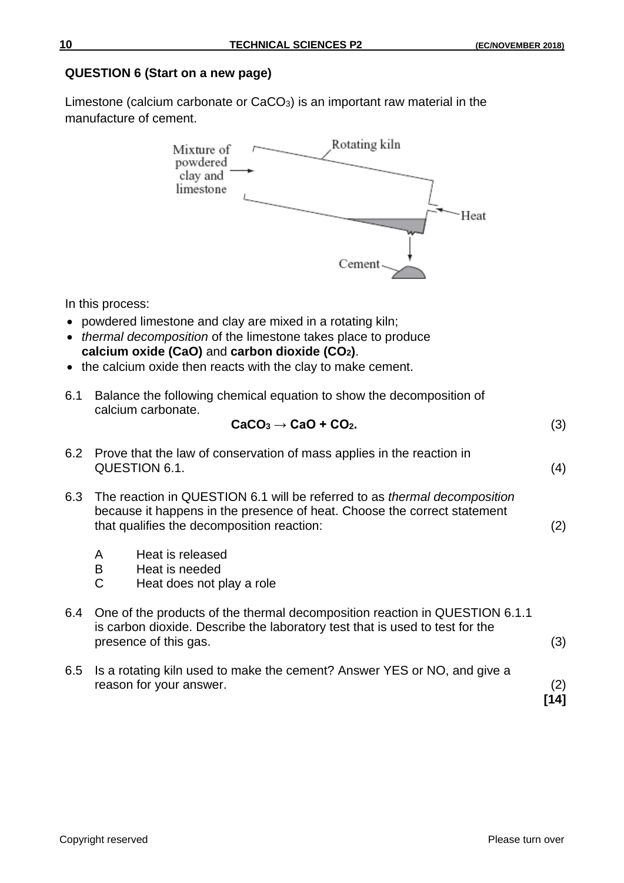## QUESTION 6 (Start on a new page)

Limestone (calcium carbonate or $CaCO_3$) is an important raw material in the manufacture of cement.

In this process:

- powdered limestone and clay are mixed in a rotating kiln;
- *thermal decomposition* of the limestone takes place to produce **calcium oxide (CaO)** and **carbon dioxide ($CO_2$)**.
- the calcium oxide then reacts with the clay to make cement.

6.1 Balance the following chemical equation to show the decomposition of calcium carbonate. (3)

$$CaCO_3 \rightarrow CaO + CO_2.$$

6.2 Prove that the law of conservation of mass applies in the reaction in QUESTION 6.1. (4)

6.3 The reaction in QUESTION 6.1 will be referred to as *thermal decomposition* because it happens in the presence of heat. Choose the correct statement that qualifies the decomposition reaction: (2)

A Heat is released
B Heat is needed
C Heat does not play a role

6.4 One of the products of the thermal decomposition reaction in QUESTION 6.1.1 is carbon dioxide. Describe the laboratory test that is used to test for the presence of this gas. (3)

6.5 Is a rotating kiln used to make the cement? Answer YES or NO, and give a reason for your answer. (2)

**[14]**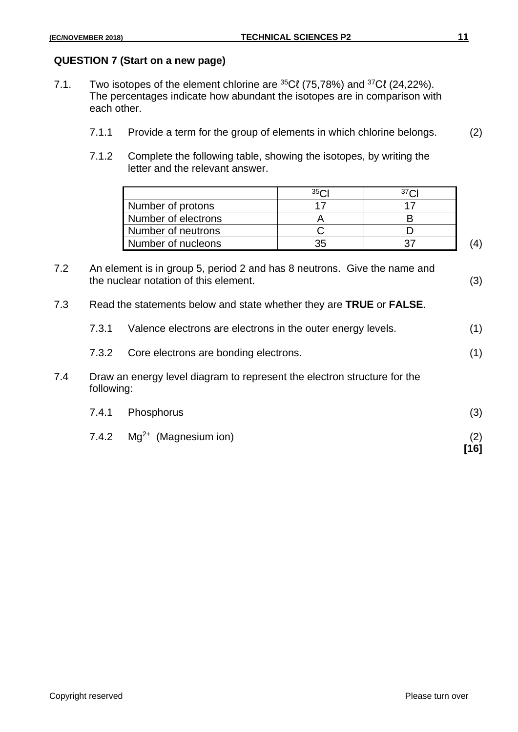## QUESTION 7 (Start on a new page)

7.1. Two isotopes of the element chlorine are $^{35}Cℓ$ (75,78%) and $^{37}Cℓ$ (24,22%). The percentages indicate how abundant the isotopes are in comparison with each other.

7.1.1 Provide a term for the group of elements in which chlorine belongs. (2)

7.1.2 Complete the following table, showing the isotopes, by writing the letter and the relevant answer.

| | $^{35}Cl$ | $^{37}Cl$ |
|---|---|---|
| Number of protons | 17 | 17 |
| Number of electrons | A | B |
| Number of neutrons | C | D |
| Number of nucleons | 35 | 37 |

(4)

7.2 An element is in group 5, period 2 and has 8 neutrons. Give the name and the nuclear notation of this element. (3)

7.3 Read the statements below and state whether they are **TRUE** or **FALSE**.

7.3.1 Valence electrons are electrons in the outer energy levels. (1)

7.3.2 Core electrons are bonding electrons. (1)

7.4 Draw an energy level diagram to represent the electron structure for the following:

7.4.1 Phosphorus (3)

7.4.2 $Mg^{2+}$ (Magnesium ion) (2)

**[16]**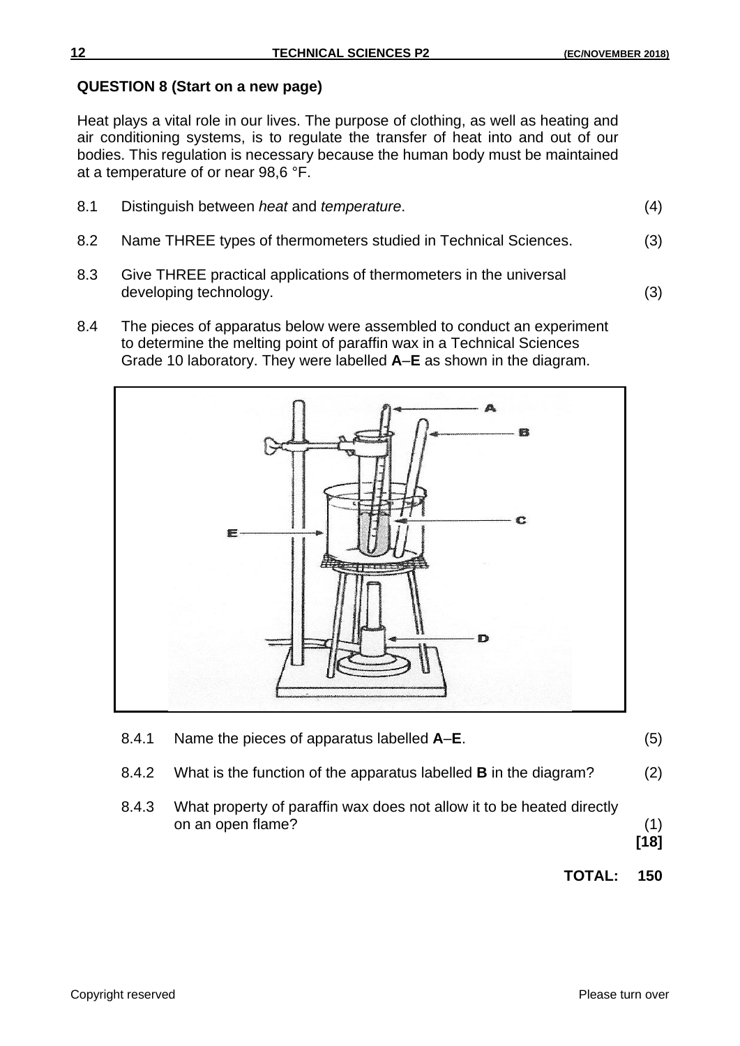## QUESTION 8 (Start on a new page)

Heat plays a vital role in our lives. The purpose of clothing, as well as heating and air conditioning systems, is to regulate the transfer of heat into and out of our bodies. This regulation is necessary because the human body must be maintained at a temperature of or near 98,6 °F.

8.1 Distinguish between *heat* and *temperature*. (4)

8.2 Name THREE types of thermometers studied in Technical Sciences. (3)

8.3 Give THREE practical applications of thermometers in the universal developing technology. (3)

8.4 The pieces of apparatus below were assembled to conduct an experiment to determine the melting point of paraffin wax in a Technical Sciences Grade 10 laboratory. They were labelled **A**–**E** as shown in the diagram.

8.4.1 Name the pieces of apparatus labelled **A**–**E**. (5)

8.4.2 What is the function of the apparatus labelled **B** in the diagram? (2)

8.4.3 What property of paraffin wax does not allow it to be heated directly on an open flame? (1)

**[18]**

**TOTAL: 150**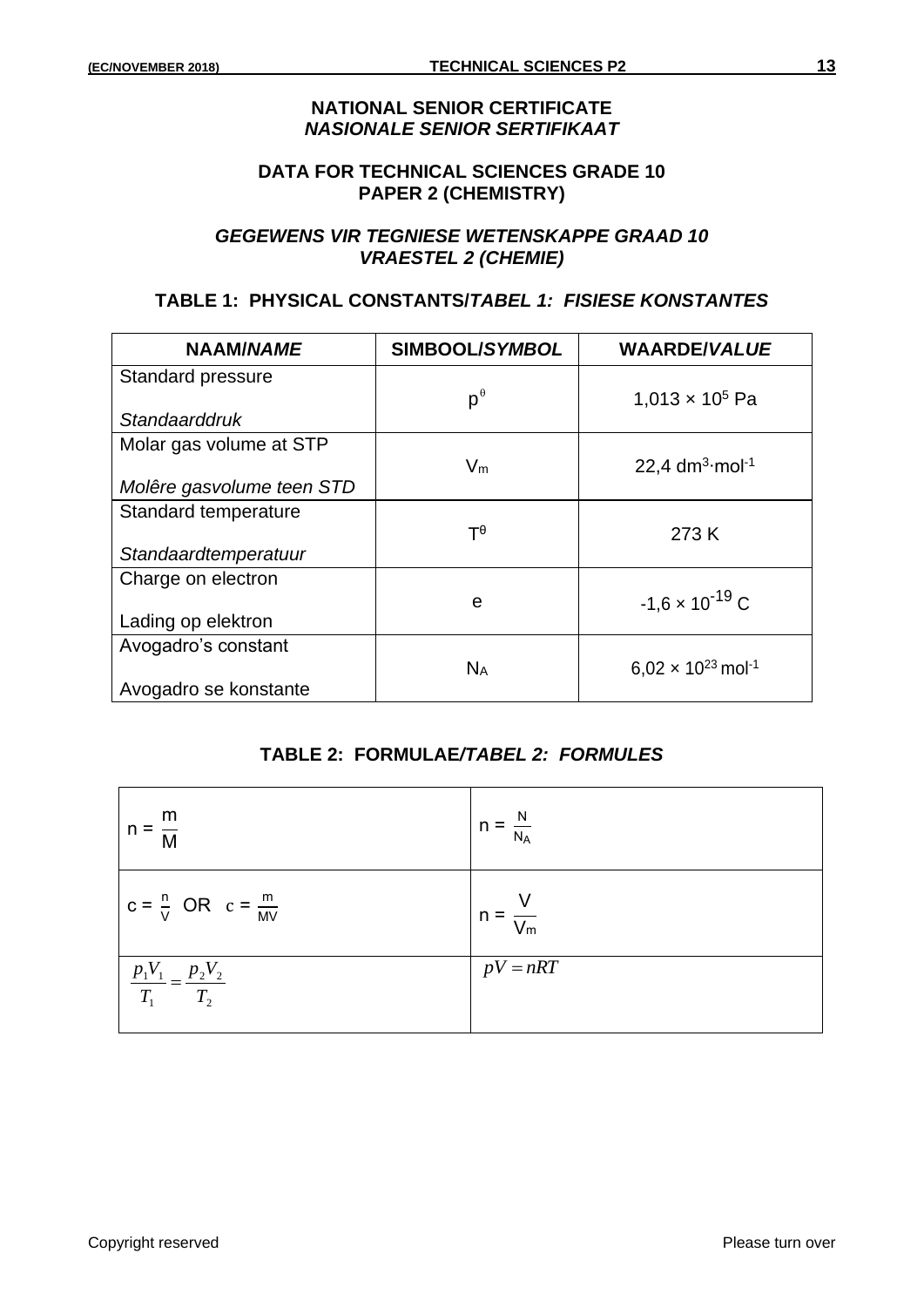**NATIONAL SENIOR CERTIFICATE**
***NASIONALE SENIOR SERTIFIKAAT***

**DATA FOR TECHNICAL SCIENCES GRADE 10**
**PAPER 2 (CHEMISTRY)**

***GEGEWENS VIR TEGNIESE WETENSKAPPE GRAAD 10***
***VRAESTEL 2 (CHEMIE)***

**TABLE 1: PHYSICAL CONSTANTS/*TABEL 1: FISIESE KONSTANTES***

| NAAM/*NAME* | SIMBOOL/*SYMBOL* | WAARDE/*VALUE* |
|---|---|---|
| Standard pressure<br>*Standaarddruk* | $p^{\theta}$ | $1{,}013 \times 10^{5}$ Pa |
| Molar gas volume at STP<br>*Molêre gasvolume teen STD* | $V_m$ | $22{,}4 \text{ dm}^{3}\cdot\text{mol}^{-1}$ |
| Standard temperature<br>*Standaardtemperatuur* | $T^{\theta}$ | 273 K |
| Charge on electron<br>Lading op elektron | e | $-1{,}6 \times 10^{-19}$ C |
| Avogadro's constant<br>Avogadro se konstante | $N_A$ | $6{,}02 \times 10^{23} \text{ mol}^{-1}$ |

**TABLE 2: FORMULAE/*TABEL 2: FORMULES***

| | |
|---|---|
| $n = \frac{m}{M}$ | $n = \frac{N}{N_A}$ |
| $c = \frac{n}{V}$ OR $c = \frac{m}{MV}$ | $n = \frac{V}{V_m}$ |
| $\frac{p_1 V_1}{T_1} = \frac{p_2 V_2}{T_2}$ | $pV = nRT$ |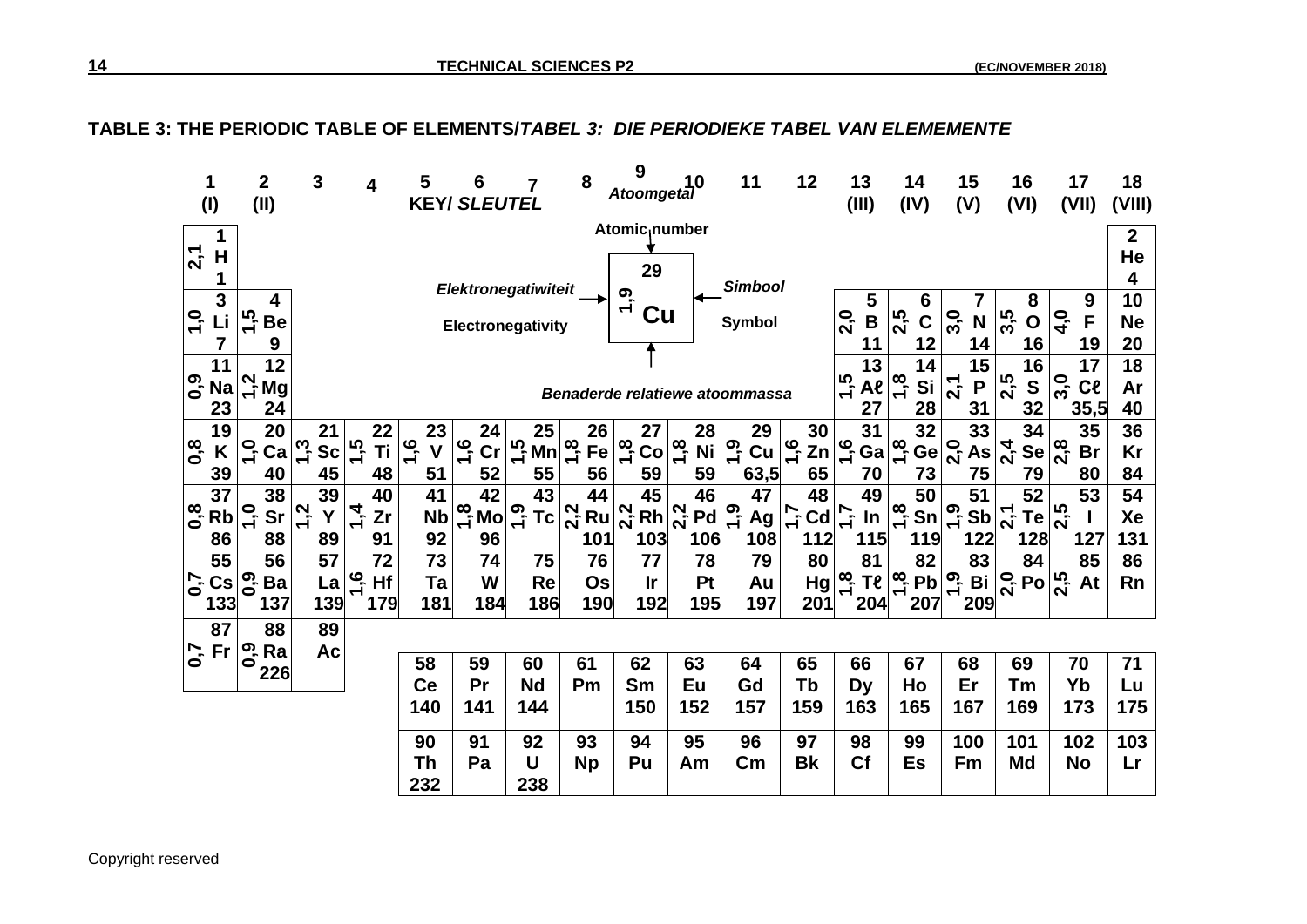**TABLE 3: THE PERIODIC TABLE OF ELEMENTS/*TABEL 3: DIE PERIODIEKE TABEL VAN ELEMEMENTE***

**KEY/ *SLEUTEL***

Atomic number / *Atoomgetal*: 29
Electronegativity / *Elektronegatiwiteit*: 1,9
Symbol / *Simbool*: Cu
Approximate relative atomic mass / *Benaderde relatiewe atoommassa*: 63,5

| 1 (I) | 2 (II) | 3 | 4 | 5 | 6 | 7 | 8 | 9 | 10 | 11 | 12 | 13 (III) | 14 (IV) | 15 (V) | 16 (VI) | 17 (VII) | 18 (VIII) |
|---|---|---|---|---|---|---|---|---|---|---|---|---|---|---|---|---|---|
| 2,1 1 H 1 | | | | | | | | | | | | | | | | | 2 He 4 |
| 1,0 3 Li 7 | 1,5 4 Be 9 | | | | | | | | | | | 2,0 5 B 11 | 2,5 6 C 12 | 3,0 7 N 14 | 3,5 8 O 16 | 4,0 9 F 19 | 10 Ne 20 |
| 0,9 11 Na 23 | 1,2 12 Mg 24 | | | | | | | | | | | 1,5 13 Aℓ 27 | 1,8 14 Si 28 | 2,1 15 P 31 | 2,5 16 S 32 | 3,0 17 Cℓ 35,5 | 18 Ar 40 |
| 0,8 19 K 39 | 1,0 20 Ca 40 | 1,3 21 Sc 45 | 1,5 22 Ti 48 | 1,6 23 V 51 | 1,6 24 Cr 52 | 1,5 25 Mn 55 | 1,8 26 Fe 56 | 1,8 27 Co 59 | 1,8 28 Ni 59 | 1,9 29 Cu 63,5 | 1,6 30 Zn 65 | 1,6 31 Ga 70 | 1,8 32 Ge 73 | 2,0 33 As 75 | 2,4 34 Se 79 | 2,8 35 Br 80 | 36 Kr 84 |
| 0,8 37 Rb 86 | 1,0 38 Sr 88 | 1,2 39 Y 89 | 1,4 40 Zr 91 | 41 Nb 92 | 1,8 42 Mo 96 | 1,9 43 Tc | 2,2 44 Ru 101 | 2,2 45 Rh 103 | 2,2 46 Pd 106 | 1,9 47 Ag 108 | 1,7 48 Cd 112 | 1,7 49 In 115 | 1,8 50 Sn 119 | 1,9 51 Sb 122 | 2,1 52 Te 128 | 2,5 53 I 127 | 54 Xe 131 |
| 0,7 55 Cs 133 | 0,9 56 Ba 137 | 57 La 139 | 1,6 72 Hf 179 | 73 Ta 181 | 74 W 184 | 75 Re 186 | 76 Os 190 | 77 Ir 192 | 78 Pt 195 | 79 Au 197 | 80 Hg 201 | 1,8 81 Tℓ 204 | 1,8 82 Pb 207 | 1,9 83 Bi 209 | 2,0 84 Po | 2,5 85 At | 86 Rn |
| 0,7 87 Fr | 0,9 88 Ra 226 | 89 Ac | | | | | | | | | | | | | | | |

| 58 | 59 | 60 | 61 | 62 | 63 | 64 | 65 | 66 | 67 | 68 | 69 | 70 | 71 |
|---|---|---|---|---|---|---|---|---|---|---|---|---|---|
| Ce | Pr | Nd | Pm | Sm | Eu | Gd | Tb | Dy | Ho | Er | Tm | Yb | Lu |
| 140 | 141 | 144 | | 150 | 152 | 157 | 159 | 163 | 165 | 167 | 169 | 173 | 175 |
| 90 | 91 | 92 | 93 | 94 | 95 | 96 | 97 | 98 | 99 | 100 | 101 | 102 | 103 |
| Th | Pa | U | Np | Pu | Am | Cm | Bk | Cf | Es | Fm | Md | No | Lr |
| 232 | | 238 | | | | | | | | | | | |